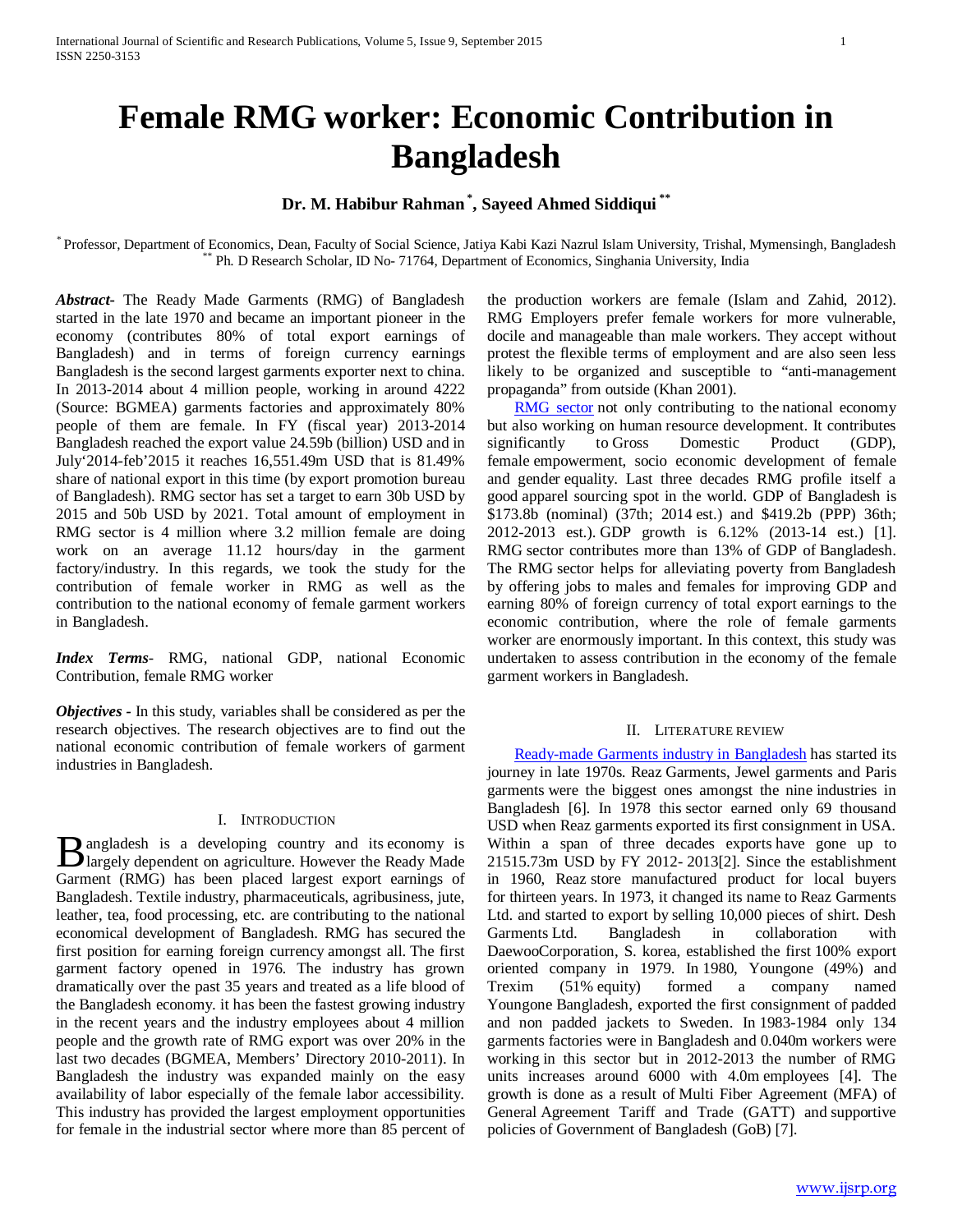# Female RMG worker: Economic Contribution in Bangladesh

**Dr. M. Habibur Rahman** [*], **Sayeed Ahmed Siddiqui** [**]

[*] Professor, Department of Economics, Dean, Faculty of Social Science, Jatiya Kabi Kazi Nazrul Islam University, Trishal, Mymensingh, Bangladesh
[**] Ph. D Research Scholar, ID No- 71764, Department of Economics, Singhania University, India

***Abstract*-** The Ready Made Garments (RMG) of Bangladesh started in the late 1970 and became an important pioneer in the economy (contributes 80% of total export earnings of Bangladesh) and in terms of foreign currency earnings Bangladesh is the second largest garments exporter next to china. In 2013-2014 about 4 million people, working in around 4222 (Source: BGMEA) garments factories and approximately 80% people of them are female. In FY (fiscal year) 2013-2014 Bangladesh reached the export value 24.59b (billion) USD and in July'2014-feb'2015 it reaches 16,551.49m USD that is 81.49% share of national export in this time (by export promotion bureau of Bangladesh). RMG sector has set a target to earn 30b USD by 2015 and 50b USD by 2021. Total amount of employment in RMG sector is 4 million where 3.2 million female are doing work on an average 11.12 hours/day in the garment factory/industry. In this regards, we took the study for the contribution of female worker in RMG as well as the contribution to the national economy of female garment workers in Bangladesh.

***Index Terms*-** RMG, national GDP, national Economic Contribution, female RMG worker

***Objectives -*** In this study, variables shall be considered as per the research objectives. The research objectives are to find out the national economic contribution of female workers of garment industries in Bangladesh.

## I. Introduction

Bangladesh is a developing country and its economy is largely dependent on agriculture. However the Ready Made Garment (RMG) has been placed largest export earnings of Bangladesh. Textile industry, pharmaceuticals, agribusiness, jute, leather, tea, food processing, etc. are contributing to the national economical development of Bangladesh. RMG has secured the first position for earning foreign currency amongst all. The first garment factory opened in 1976. The industry has grown dramatically over the past 35 years and treated as a life blood of the Bangladesh economy. it has been the fastest growing industry in the recent years and the industry employees about 4 million people and the growth rate of RMG export was over 20% in the last two decades (BGMEA, Members' Directory 2010-2011). In Bangladesh the industry was expanded mainly on the easy availability of labor especially of the female labor accessibility. This industry has provided the largest employment opportunities for female in the industrial sector where more than 85 percent of the production workers are female (Islam and Zahid, 2012). RMG Employers prefer female workers for more vulnerable, docile and manageable than male workers. They accept without protest the flexible terms of employment and are also seen less likely to be organized and susceptible to "anti-management propaganda" from outside (Khan 2001).

RMG sector not only contributing to the national economy but also working on human resource development. It contributes significantly to Gross Domestic Product (GDP), female empowerment, socio economic development of female and gender equality. Last three decades RMG profile itself a good apparel sourcing spot in the world. GDP of Bangladesh is \$173.8b (nominal) (37th; 2014 est.) and \$419.2b (PPP) 36th; 2012-2013 est.). GDP growth is 6.12% (2013-14 est.) [1]. RMG sector contributes more than 13% of GDP of Bangladesh. The RMG sector helps for alleviating poverty from Bangladesh by offering jobs to males and females for improving GDP and earning 80% of foreign currency of total export earnings to the economic contribution, where the role of female garments worker are enormously important. In this context, this study was undertaken to assess contribution in the economy of the female garment workers in Bangladesh.

## II. Literature review

Ready-made Garments industry in Bangladesh has started its journey in late 1970s. Reaz Garments, Jewel garments and Paris garments were the biggest ones amongst the nine industries in Bangladesh [6]. In 1978 this sector earned only 69 thousand USD when Reaz garments exported its first consignment in USA. Within a span of three decades exports have gone up to 21515.73m USD by FY 2012- 2013[2]. Since the establishment in 1960, Reaz store manufactured product for local buyers for thirteen years. In 1973, it changed its name to Reaz Garments Ltd. and started to export by selling 10,000 pieces of shirt. Desh Garments Ltd. Bangladesh in collaboration with DaewooCorporation, S. korea, established the first 100% export oriented company in 1979. In 1980, Youngone (49%) and Trexim (51% equity) formed a company named Youngone Bangladesh, exported the first consignment of padded and non padded jackets to Sweden. In 1983-1984 only 134 garments factories were in Bangladesh and 0.040m workers were working in this sector but in 2012-2013 the number of RMG units increases around 6000 with 4.0m employees [4]. The growth is done as a result of Multi Fiber Agreement (MFA) of General Agreement Tariff and Trade (GATT) and supportive policies of Government of Bangladesh (GoB) [7].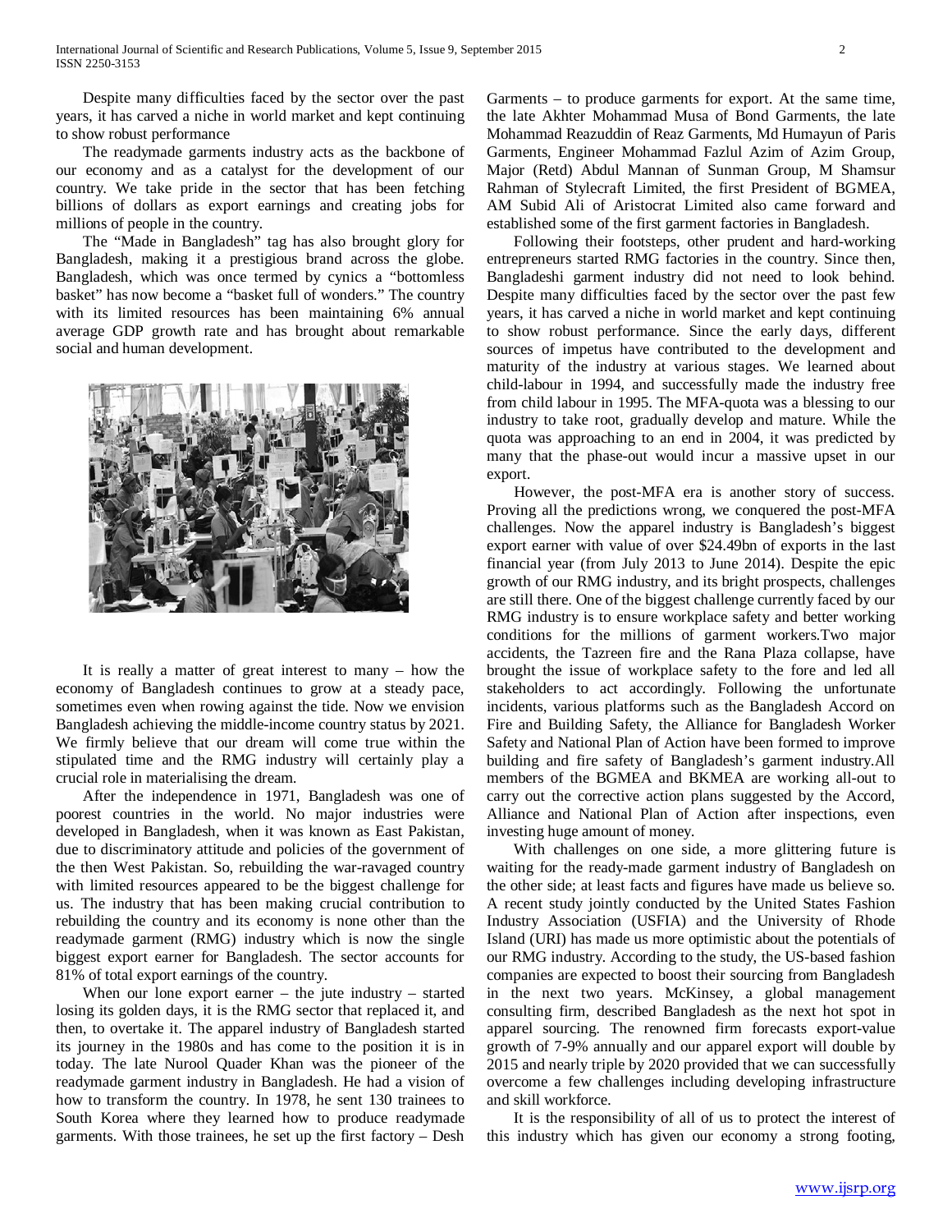Despite many difficulties faced by the sector over the past years, it has carved a niche in world market and kept continuing to show robust performance

The readymade garments industry acts as the backbone of our economy and as a catalyst for the development of our country. We take pride in the sector that has been fetching billions of dollars as export earnings and creating jobs for millions of people in the country.

The "Made in Bangladesh" tag has also brought glory for Bangladesh, making it a prestigious brand across the globe. Bangladesh, which was once termed by cynics a "bottomless basket" has now become a "basket full of wonders." The country with its limited resources has been maintaining 6% annual average GDP growth rate and has brought about remarkable social and human development.

It is really a matter of great interest to many – how the economy of Bangladesh continues to grow at a steady pace, sometimes even when rowing against the tide. Now we envision Bangladesh achieving the middle-income country status by 2021. We firmly believe that our dream will come true within the stipulated time and the RMG industry will certainly play a crucial role in materialising the dream.

After the independence in 1971, Bangladesh was one of poorest countries in the world. No major industries were developed in Bangladesh, when it was known as East Pakistan, due to discriminatory attitude and policies of the government of the then West Pakistan. So, rebuilding the war-ravaged country with limited resources appeared to be the biggest challenge for us. The industry that has been making crucial contribution to rebuilding the country and its economy is none other than the readymade garment (RMG) industry which is now the single biggest export earner for Bangladesh. The sector accounts for 81% of total export earnings of the country.

When our lone export earner – the jute industry – started losing its golden days, it is the RMG sector that replaced it, and then, to overtake it. The apparel industry of Bangladesh started its journey in the 1980s and has come to the position it is in today. The late Nurool Quader Khan was the pioneer of the readymade garment industry in Bangladesh. He had a vision of how to transform the country. In 1978, he sent 130 trainees to South Korea where they learned how to produce readymade garments. With those trainees, he set up the first factory – Desh Garments – to produce garments for export. At the same time, the late Akhter Mohammad Musa of Bond Garments, the late Mohammad Reazuddin of Reaz Garments, Md Humayun of Paris Garments, Engineer Mohammad Fazlul Azim of Azim Group, Major (Retd) Abdul Mannan of Sunman Group, M Shamsur Rahman of Stylecraft Limited, the first President of BGMEA, AM Subid Ali of Aristocrat Limited also came forward and established some of the first garment factories in Bangladesh.

Following their footsteps, other prudent and hard-working entrepreneurs started RMG factories in the country. Since then, Bangladeshi garment industry did not need to look behind. Despite many difficulties faced by the sector over the past few years, it has carved a niche in world market and kept continuing to show robust performance. Since the early days, different sources of impetus have contributed to the development and maturity of the industry at various stages. We learned about child-labour in 1994, and successfully made the industry free from child labour in 1995. The MFA-quota was a blessing to our industry to take root, gradually develop and mature. While the quota was approaching to an end in 2004, it was predicted by many that the phase-out would incur a massive upset in our export.

However, the post-MFA era is another story of success. Proving all the predictions wrong, we conquered the post-MFA challenges. Now the apparel industry is Bangladesh's biggest export earner with value of over $24.49bn of exports in the last financial year (from July 2013 to June 2014). Despite the epic growth of our RMG industry, and its bright prospects, challenges are still there. One of the biggest challenge currently faced by our RMG industry is to ensure workplace safety and better working conditions for the millions of garment workers.Two major accidents, the Tazreen fire and the Rana Plaza collapse, have brought the issue of workplace safety to the fore and led all stakeholders to act accordingly. Following the unfortunate incidents, various platforms such as the Bangladesh Accord on Fire and Building Safety, the Alliance for Bangladesh Worker Safety and National Plan of Action have been formed to improve building and fire safety of Bangladesh's garment industry.All members of the BGMEA and BKMEA are working all-out to carry out the corrective action plans suggested by the Accord, Alliance and National Plan of Action after inspections, even investing huge amount of money.

With challenges on one side, a more glittering future is waiting for the ready-made garment industry of Bangladesh on the other side; at least facts and figures have made us believe so. A recent study jointly conducted by the United States Fashion Industry Association (USFIA) and the University of Rhode Island (URI) has made us more optimistic about the potentials of our RMG industry. According to the study, the US-based fashion companies are expected to boost their sourcing from Bangladesh in the next two years. McKinsey, a global management consulting firm, described Bangladesh as the next hot spot in apparel sourcing. The renowned firm forecasts export-value growth of 7-9% annually and our apparel export will double by 2015 and nearly triple by 2020 provided that we can successfully overcome a few challenges including developing infrastructure and skill workforce.

It is the responsibility of all of us to protect the interest of this industry which has given our economy a strong footing,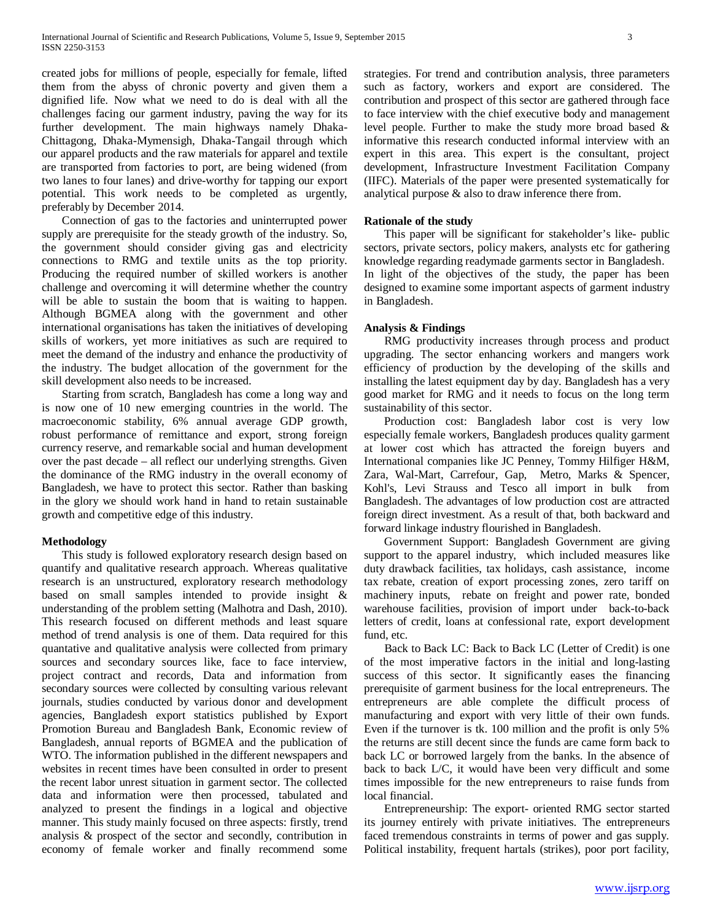created jobs for millions of people, especially for female, lifted them from the abyss of chronic poverty and given them a dignified life. Now what we need to do is deal with all the challenges facing our garment industry, paving the way for its further development. The main highways namely Dhaka-Chittagong, Dhaka-Mymensigh, Dhaka-Tangail through which our apparel products and the raw materials for apparel and textile are transported from factories to port, are being widened (from two lanes to four lanes) and drive-worthy for tapping our export potential. This work needs to be completed as urgently, preferably by December 2014.

Connection of gas to the factories and uninterrupted power supply are prerequisite for the steady growth of the industry. So, the government should consider giving gas and electricity connections to RMG and textile units as the top priority. Producing the required number of skilled workers is another challenge and overcoming it will determine whether the country will be able to sustain the boom that is waiting to happen. Although BGMEA along with the government and other international organisations has taken the initiatives of developing skills of workers, yet more initiatives as such are required to meet the demand of the industry and enhance the productivity of the industry. The budget allocation of the government for the skill development also needs to be increased.

Starting from scratch, Bangladesh has come a long way and is now one of 10 new emerging countries in the world. The macroeconomic stability, 6% annual average GDP growth, robust performance of remittance and export, strong foreign currency reserve, and remarkable social and human development over the past decade – all reflect our underlying strengths. Given the dominance of the RMG industry in the overall economy of Bangladesh, we have to protect this sector. Rather than basking in the glory we should work hand in hand to retain sustainable growth and competitive edge of this industry.

## Methodology

This study is followed exploratory research design based on quantify and qualitative research approach. Whereas qualitative research is an unstructured, exploratory research methodology based on small samples intended to provide insight & understanding of the problem setting (Malhotra and Dash, 2010). This research focused on different methods and least square method of trend analysis is one of them. Data required for this quantative and qualitative analysis were collected from primary sources and secondary sources like, face to face interview, project contract and records, Data and information from secondary sources were collected by consulting various relevant journals, studies conducted by various donor and development agencies, Bangladesh export statistics published by Export Promotion Bureau and Bangladesh Bank, Economic review of Bangladesh, annual reports of BGMEA and the publication of WTO. The information published in the different newspapers and websites in recent times have been consulted in order to present the recent labor unrest situation in garment sector. The collected data and information were then processed, tabulated and analyzed to present the findings in a logical and objective manner. This study mainly focused on three aspects: firstly, trend analysis & prospect of the sector and secondly, contribution in economy of female worker and finally recommend some strategies. For trend and contribution analysis, three parameters such as factory, workers and export are considered. The contribution and prospect of this sector are gathered through face to face interview with the chief executive body and management level people. Further to make the study more broad based & informative this research conducted informal interview with an expert in this area. This expert is the consultant, project development, Infrastructure Investment Facilitation Company (IIFC). Materials of the paper were presented systematically for analytical purpose & also to draw inference there from.

## Rationale of the study

This paper will be significant for stakeholder's like- public sectors, private sectors, policy makers, analysts etc for gathering knowledge regarding readymade garments sector in Bangladesh.
In light of the objectives of the study, the paper has been designed to examine some important aspects of garment industry in Bangladesh.

## Analysis & Findings

RMG productivity increases through process and product upgrading. The sector enhancing workers and mangers work efficiency of production by the developing of the skills and installing the latest equipment day by day. Bangladesh has a very good market for RMG and it needs to focus on the long term sustainability of this sector.

Production cost: Bangladesh labor cost is very low especially female workers, Bangladesh produces quality garment at lower cost which has attracted the foreign buyers and International companies like JC Penney, Tommy Hilfiger H&M, Zara, Wal-Mart, Carrefour, Gap, Metro, Marks & Spencer, Kohl's, Levi Strauss and Tesco all import in bulk from Bangladesh. The advantages of low production cost are attracted foreign direct investment. As a result of that, both backward and forward linkage industry flourished in Bangladesh.

Government Support: Bangladesh Government are giving support to the apparel industry, which included measures like duty drawback facilities, tax holidays, cash assistance, income tax rebate, creation of export processing zones, zero tariff on machinery inputs, rebate on freight and power rate, bonded warehouse facilities, provision of import under back-to-back letters of credit, loans at confessional rate, export development fund, etc.

Back to Back LC: Back to Back LC (Letter of Credit) is one of the most imperative factors in the initial and long-lasting success of this sector. It significantly eases the financing prerequisite of garment business for the local entrepreneurs. The entrepreneurs are able complete the difficult process of manufacturing and export with very little of their own funds. Even if the turnover is tk. 100 million and the profit is only 5% the returns are still decent since the funds are came form back to back LC or borrowed largely from the banks. In the absence of back to back L/C, it would have been very difficult and some times impossible for the new entrepreneurs to raise funds from local financial.

Entrepreneurship: The export- oriented RMG sector started its journey entirely with private initiatives. The entrepreneurs faced tremendous constraints in terms of power and gas supply. Political instability, frequent hartals (strikes), poor port facility,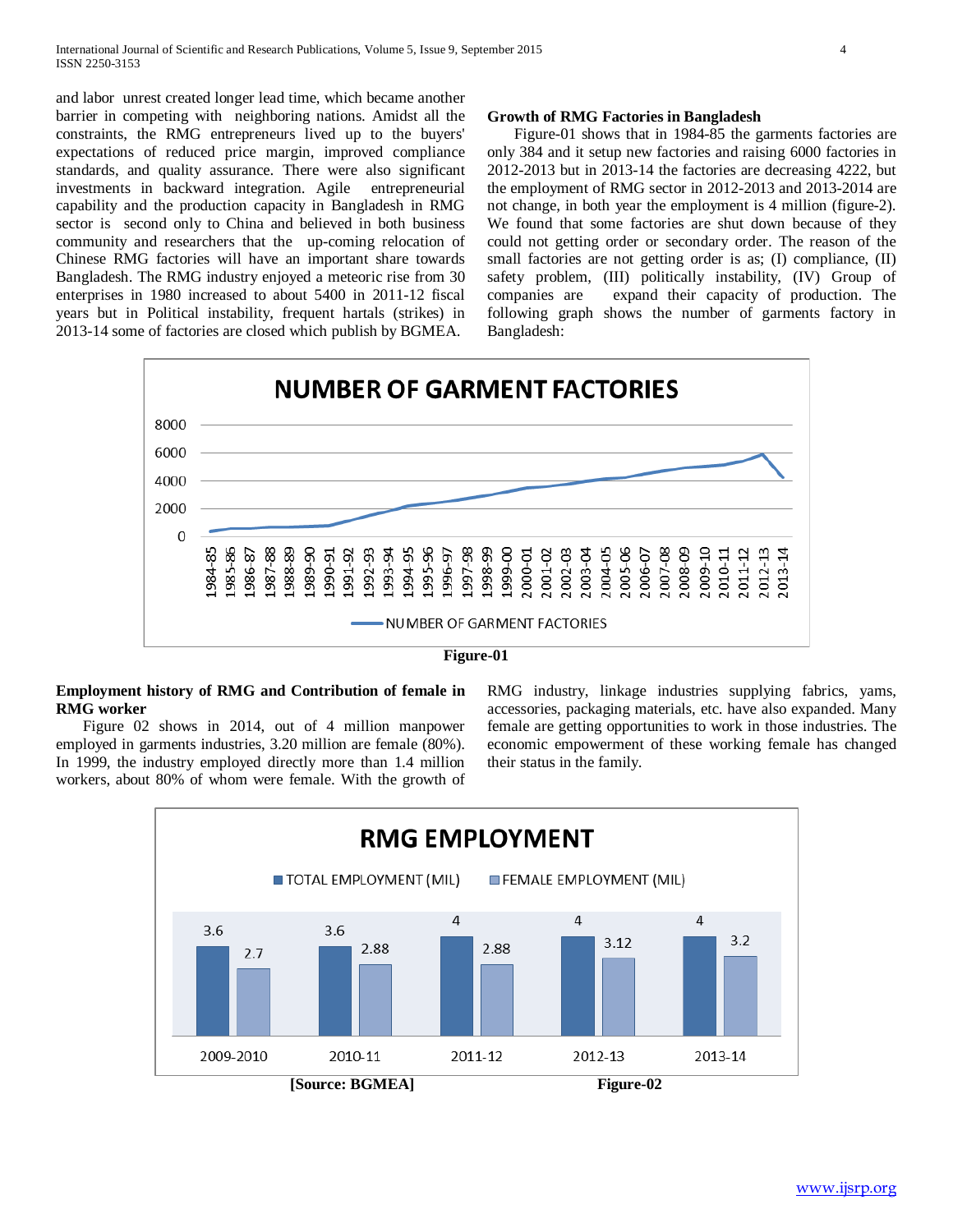and labor unrest created longer lead time, which became another barrier in competing with neighboring nations. Amidst all the constraints, the RMG entrepreneurs lived up to the buyers' expectations of reduced price margin, improved compliance standards, and quality assurance. There were also significant investments in backward integration. Agile entrepreneurial capability and the production capacity in Bangladesh in RMG sector is second only to China and believed in both business community and researchers that the up-coming relocation of Chinese RMG factories will have an important share towards Bangladesh. The RMG industry enjoyed a meteoric rise from 30 enterprises in 1980 increased to about 5400 in 2011-12 fiscal years but in Political instability, frequent hartals (strikes) in 2013-14 some of factories are closed which publish by BGMEA.

**Growth of RMG Factories in Bangladesh**

Figure-01 shows that in 1984-85 the garments factories are only 384 and it setup new factories and raising 6000 factories in 2012-2013 but in 2013-14 the factories are decreasing 4222, but the employment of RMG sector in 2012-2013 and 2013-2014 are not change, in both year the employment is 4 million (figure-2). We found that some factories are shut down because of they could not getting order or secondary order. The reason of the small factories are not getting order is as; (I) compliance, (II) safety problem, (III) politically instability, (IV) Group of companies are expand their capacity of production. The following graph shows the number of garments factory in Bangladesh:

**NUMBER OF GARMENT FACTORIES**

Figure-01

**Employment history of RMG and Contribution of female in RMG worker**

Figure 02 shows in 2014, out of 4 million manpower employed in garments industries, 3.20 million are female (80%). In 1999, the industry employed directly more than 1.4 million workers, about 80% of whom were female. With the growth of RMG industry, linkage industries supplying fabrics, yams, accessories, packaging materials, etc. have also expanded. Many female are getting opportunities to work in those industries. The economic empowerment of these working female has changed their status in the family.

**RMG EMPLOYMENT**

| | 2009-2010 | 2010-11 | 2011-12 | 2012-13 | 2013-14 |
|---|---|---|---|---|---|
| TOTAL EMPLOYMENT (MIL) | 3.6 | 3.6 | 4 | 4 | 4 |
| FEMALE EMPLOYMENT (MIL) | 2.7 | 2.88 | 2.88 | 3.12 | 3.2 |

**[Source: BGMEA]** **Figure-02**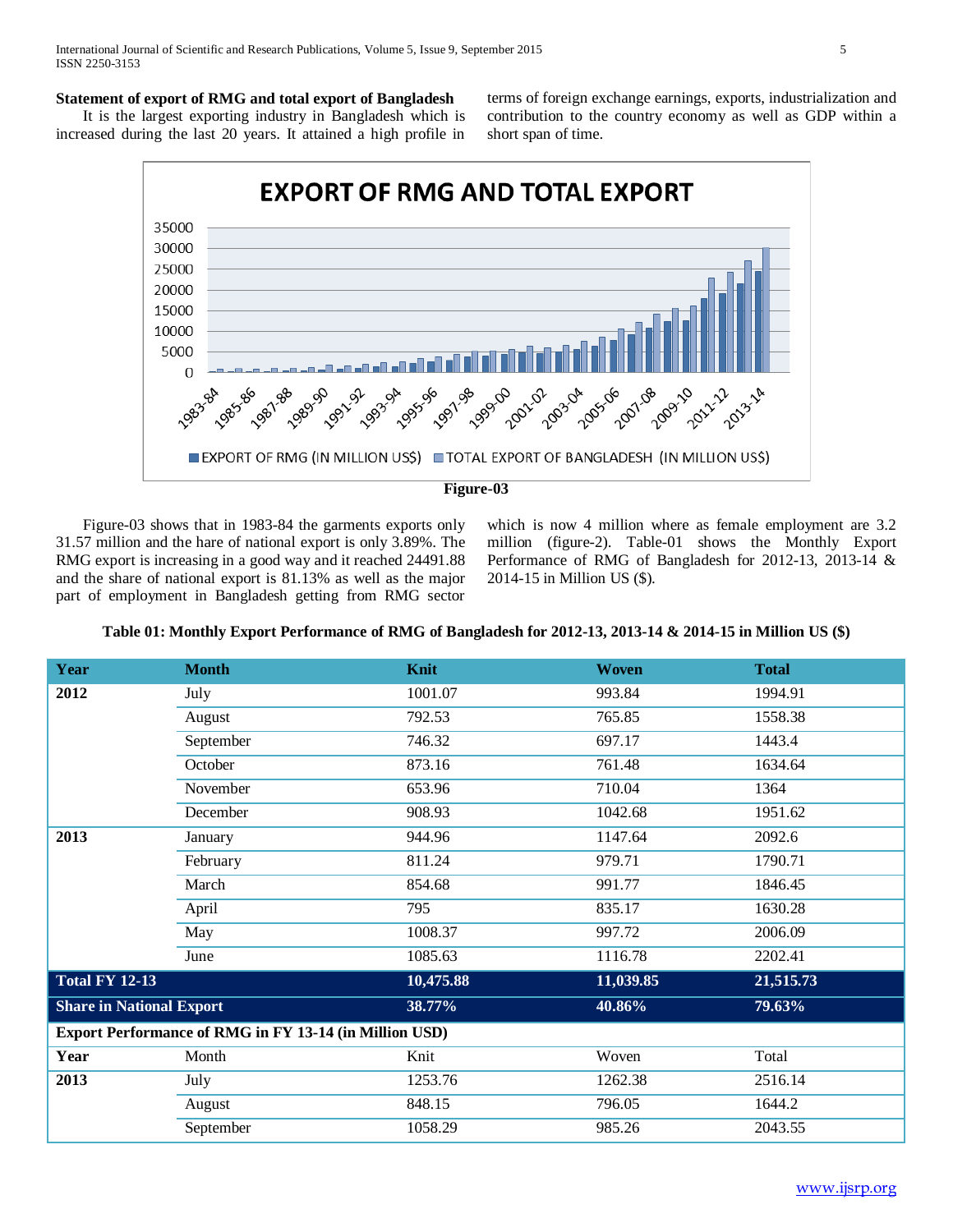**Statement of export of RMG and total export of Bangladesh**

It is the largest exporting industry in Bangladesh which is increased during the last 20 years. It attained a high profile in terms of foreign exchange earnings, exports, industrialization and contribution to the country economy as well as GDP within a short span of time.

Figure-03

Figure-03 shows that in 1983-84 the garments exports only 31.57 million and the hare of national export is only 3.89%. The RMG export is increasing in a good way and it reached 24491.88 and the share of national export is 81.13% as well as the major part of employment in Bangladesh getting from RMG sector which is now 4 million where as female employment are 3.2 million (figure-2). Table-01 shows the Monthly Export Performance of RMG of Bangladesh for 2012-13, 2013-14 & 2014-15 in Million US ($).

**Table 01: Monthly Export Performance of RMG of Bangladesh for 2012-13, 2013-14 & 2014-15 in Million US ($)**

| Year | Month | Knit | Woven | Total |
|---|---|---|---|---|
| **2012** | July | 1001.07 | 993.84 | 1994.91 |
| | August | 792.53 | 765.85 | 1558.38 |
| | September | 746.32 | 697.17 | 1443.4 |
| | October | 873.16 | 761.48 | 1634.64 |
| | November | 653.96 | 710.04 | 1364 |
| | December | 908.93 | 1042.68 | 1951.62 |
| **2013** | January | 944.96 | 1147.64 | 2092.6 |
| | February | 811.24 | 979.71 | 1790.71 |
| | March | 854.68 | 991.77 | 1846.45 |
| | April | 795 | 835.17 | 1630.28 |
| | May | 1008.37 | 997.72 | 2006.09 |
| | June | 1085.63 | 1116.78 | 2202.41 |
| **Total FY 12-13** | | **10,475.88** | **11,039.85** | **21,515.73** |
| **Share in National Export** | | **38.77%** | **40.86%** | **79.63%** |
| **Export Performance of RMG in FY 13-14 (in Million USD)** | | | | |
| **Year** | Month | Knit | Woven | Total |
| **2013** | July | 1253.76 | 1262.38 | 2516.14 |
| | August | 848.15 | 796.05 | 1644.2 |
| | September | 1058.29 | 985.26 | 2043.55 |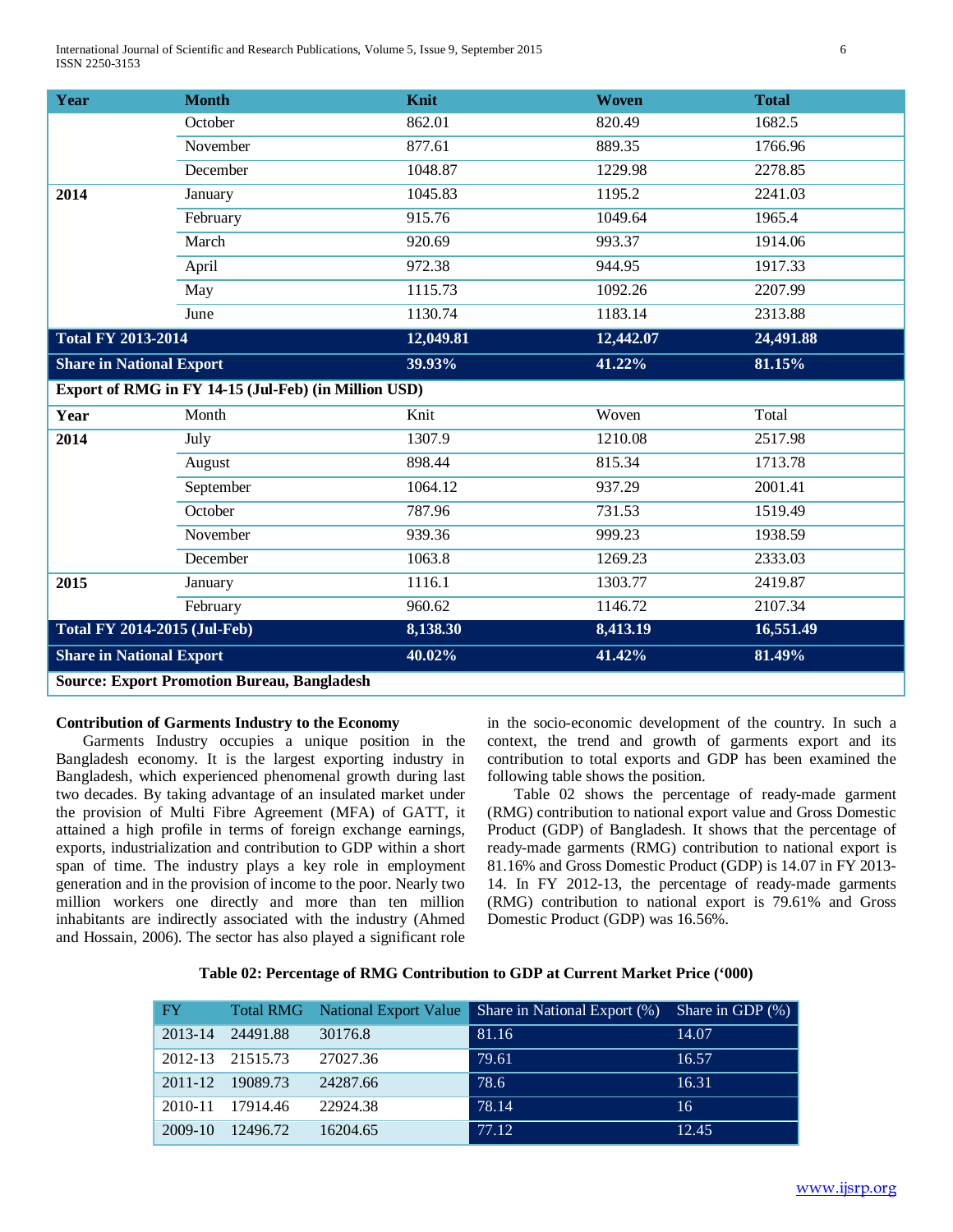| Year | Month | Knit | Woven | Total |
|---|---|---|---|---|
| | October | 862.01 | 820.49 | 1682.5 |
| | November | 877.61 | 889.35 | 1766.96 |
| | December | 1048.87 | 1229.98 | 2278.85 |
| **2014** | January | 1045.83 | 1195.2 | 2241.03 |
| | February | 915.76 | 1049.64 | 1965.4 |
| | March | 920.69 | 993.37 | 1914.06 |
| | April | 972.38 | 944.95 | 1917.33 |
| | May | 1115.73 | 1092.26 | 2207.99 |
| | June | 1130.74 | 1183.14 | 2313.88 |
| **Total FY 2013-2014** | | **12,049.81** | **12,442.07** | **24,491.88** |
| **Share in National Export** | | **39.93%** | **41.22%** | **81.15%** |
| **Export of RMG in FY 14-15 (Jul-Feb) (in Million USD)** | | | | |
| **Year** | Month | Knit | Woven | Total |
| **2014** | July | 1307.9 | 1210.08 | 2517.98 |
| | August | 898.44 | 815.34 | 1713.78 |
| | September | 1064.12 | 937.29 | 2001.41 |
| | October | 787.96 | 731.53 | 1519.49 |
| | November | 939.36 | 999.23 | 1938.59 |
| | December | 1063.8 | 1269.23 | 2333.03 |
| **2015** | January | 1116.1 | 1303.77 | 2419.87 |
| | February | 960.62 | 1146.72 | 2107.34 |
| **Total FY 2014-2015 (Jul-Feb)** | | **8,138.30** | **8,413.19** | **16,551.49** |
| **Share in National Export** | | **40.02%** | **41.42%** | **81.49%** |
| **Source: Export Promotion Bureau, Bangladesh** | | | | |

**Contribution of Garments Industry to the Economy**

Garments Industry occupies a unique position in the Bangladesh economy. It is the largest exporting industry in Bangladesh, which experienced phenomenal growth during last two decades. By taking advantage of an insulated market under the provision of Multi Fibre Agreement (MFA) of GATT, it attained a high profile in terms of foreign exchange earnings, exports, industrialization and contribution to GDP within a short span of time. The industry plays a key role in employment generation and in the provision of income to the poor. Nearly two million workers one directly and more than ten million inhabitants are indirectly associated with the industry (Ahmed and Hossain, 2006). The sector has also played a significant role in the socio-economic development of the country. In such a context, the trend and growth of garments export and its contribution to total exports and GDP has been examined the following table shows the position.

Table 02 shows the percentage of ready-made garment (RMG) contribution to national export value and Gross Domestic Product (GDP) of Bangladesh. It shows that the percentage of ready-made garments (RMG) contribution to national export is 81.16% and Gross Domestic Product (GDP) is 14.07 in FY 2013-14. In FY 2012-13, the percentage of ready-made garments (RMG) contribution to national export is 79.61% and Gross Domestic Product (GDP) was 16.56%.

**Table 02: Percentage of RMG Contribution to GDP at Current Market Price ('000)**

| FY | Total RMG | National Export Value | Share in National Export (%) | Share in GDP (%) |
|---|---|---|---|---|
| 2013-14 | 24491.88 | 30176.8 | 81.16 | 14.07 |
| 2012-13 | 21515.73 | 27027.36 | 79.61 | 16.57 |
| 2011-12 | 19089.73 | 24287.66 | 78.6 | 16.31 |
| 2010-11 | 17914.46 | 22924.38 | 78.14 | 16 |
| 2009-10 | 12496.72 | 16204.65 | 77.12 | 12.45 |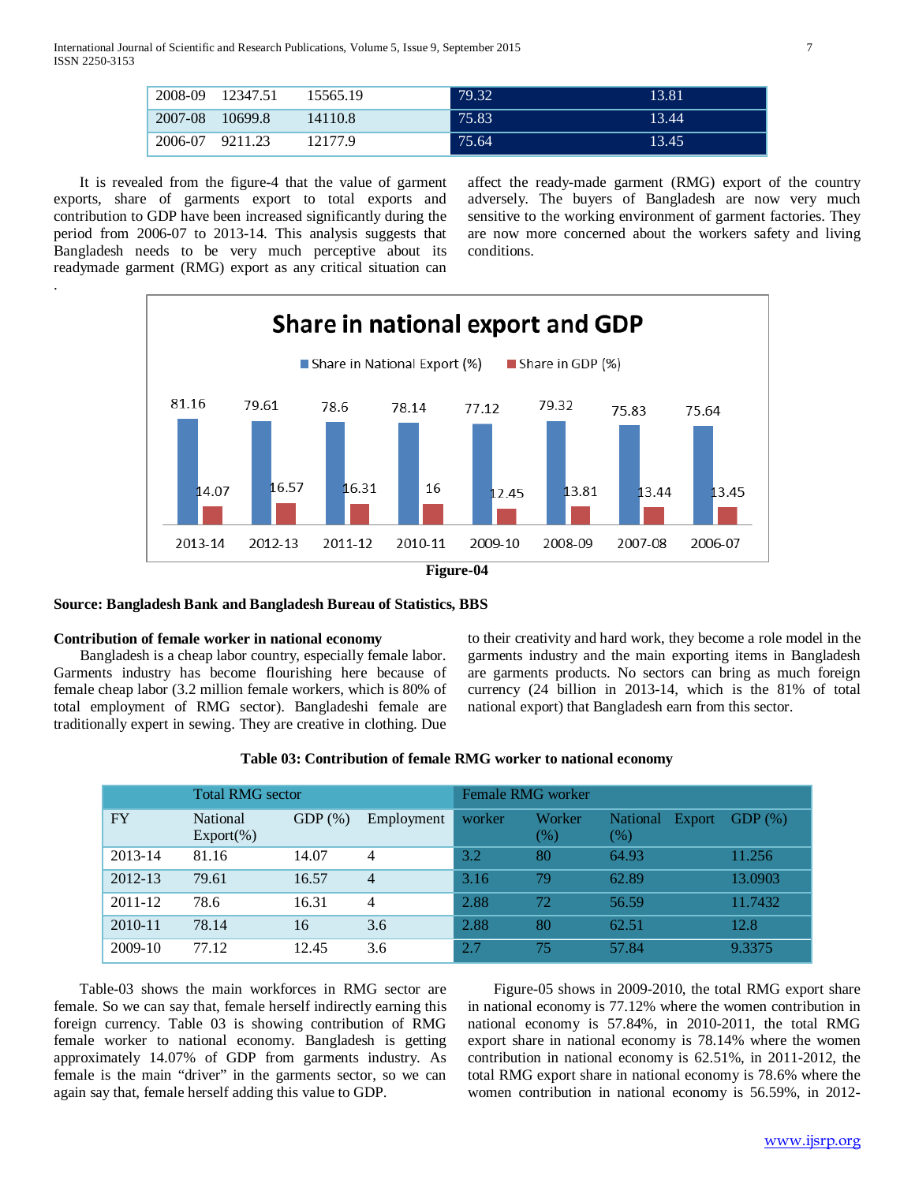| 2008-09 | 12347.51 | 15565.19 | 79.32 | 13.81 |
|---|---|---|---|---|
| 2007-08 | 10699.8 | 14110.8 | 75.83 | 13.44 |
| 2006-07 | 9211.23 | 12177.9 | 75.64 | 13.45 |

It is revealed from the figure-4 that the value of garment exports, share of garments export to total exports and contribution to GDP have been increased significantly during the period from 2006-07 to 2013-14. This analysis suggests that Bangladesh needs to be very much perceptive about its readymade garment (RMG) export as any critical situation can affect the ready-made garment (RMG) export of the country adversely. The buyers of Bangladesh are now very much sensitive to the working environment of garment factories. They are now more concerned about the workers safety and living conditions.

**Share in national export and GDP**

| | 2013-14 | 2012-13 | 2011-12 | 2010-11 | 2009-10 | 2008-09 | 2007-08 | 2006-07 |
|---|---|---|---|---|---|---|---|---|
| Share in National Export (%) | 81.16 | 79.61 | 78.6 | 78.14 | 77.12 | 79.32 | 75.83 | 75.64 |
| Share in GDP (%) | 14.07 | 16.57 | 16.31 | 16 | 12.45 | 13.81 | 13.44 | 13.45 |

**Figure-04**

**Source: Bangladesh Bank and Bangladesh Bureau of Statistics, BBS**

**Contribution of female worker in national economy**

Bangladesh is a cheap labor country, especially female labor. Garments industry has become flourishing here because of female cheap labor (3.2 million female workers, which is 80% of total employment of RMG sector). Bangladeshi female are traditionally expert in sewing. They are creative in clothing. Due to their creativity and hard work, they become a role model in the garments industry and the main exporting items in Bangladesh are garments products. No sectors can bring as much foreign currency (24 billion in 2013-14, which is the 81% of total national export) that Bangladesh earn from this sector.

**Table 03: Contribution of female RMG worker to national economy**

| | Total RMG sector | | | Female RMG worker | | | |
|---|---|---|---|---|---|---|---|
| FY | National Export(%) | GDP (%) | Employment | worker | Worker (%) | National Export (%) | GDP (%) |
| 2013-14 | 81.16 | 14.07 | 4 | 3.2 | 80 | 64.93 | 11.256 |
| 2012-13 | 79.61 | 16.57 | 4 | 3.16 | 79 | 62.89 | 13.0903 |
| 2011-12 | 78.6 | 16.31 | 4 | 2.88 | 72 | 56.59 | 11.7432 |
| 2010-11 | 78.14 | 16 | 3.6 | 2.88 | 80 | 62.51 | 12.8 |
| 2009-10 | 77.12 | 12.45 | 3.6 | 2.7 | 75 | 57.84 | 9.3375 |

Table-03 shows the main workforces in RMG sector are female. So we can say that, female herself indirectly earning this foreign currency. Table 03 is showing contribution of RMG female worker to national economy. Bangladesh is getting approximately 14.07% of GDP from garments industry. As female is the main "driver" in the garments sector, so we can again say that, female herself adding this value to GDP.

Figure-05 shows in 2009-2010, the total RMG export share in national economy is 77.12% where the women contribution in national economy is 57.84%, in 2010-2011, the total RMG export share in national economy is 78.14% where the women contribution in national economy is 62.51%, in 2011-2012, the total RMG export share in national economy is 78.6% where the women contribution in national economy is 56.59%, in 2012-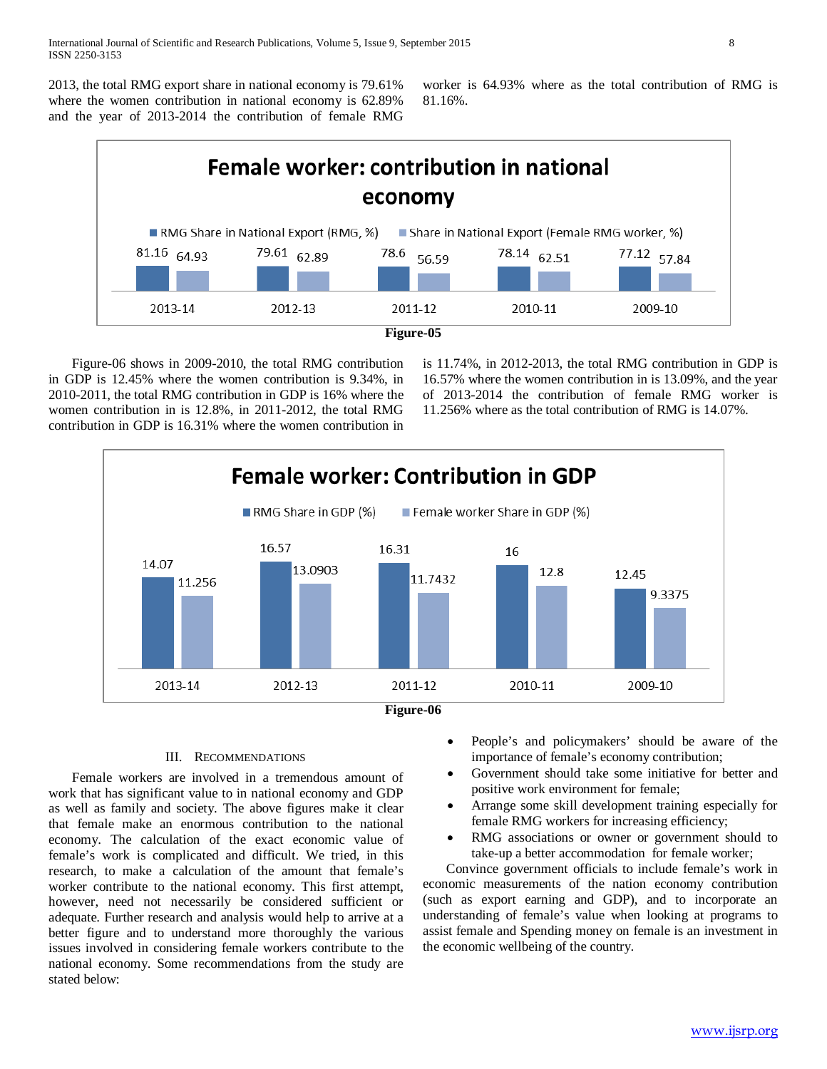2013, the total RMG export share in national economy is 79.61% where the women contribution in national economy is 62.89% and the year of 2013-2014 the contribution of female RMG worker is 64.93% where as the total contribution of RMG is 81.16%.

**Female worker: contribution in national economy**

| | 2013-14 | 2012-13 | 2011-12 | 2010-11 | 2009-10 |
|---|---|---|---|---|---|
| RMG Share in National Export (RMG, %) | 81.16 | 79.61 | 78.6 | 78.14 | 77.12 |
| Share in National Export (Female RMG worker, %) | 64.93 | 62.89 | 56.59 | 62.51 | 57.84 |

Figure-05

Figure-06 shows in 2009-2010, the total RMG contribution in GDP is 12.45% where the women contribution is 9.34%, in 2010-2011, the total RMG contribution in GDP is 16% where the women contribution in is 12.8%, in 2011-2012, the total RMG contribution in GDP is 16.31% where the women contribution in is 11.74%, in 2012-2013, the total RMG contribution in GDP is 16.57% where the women contribution in is 13.09%, and the year of 2013-2014 the contribution of female RMG worker is 11.256% where as the total contribution of RMG is 14.07%.

**Female worker: Contribution in GDP**

| | 2013-14 | 2012-13 | 2011-12 | 2010-11 | 2009-10 |
|---|---|---|---|---|---|
| RMG Share in GDP (%) | 14.07 | 16.57 | 16.31 | 16 | 12.45 |
| Female worker Share in GDP (%) | 11.256 | 13.0903 | 11.7432 | 12.8 | 9.3375 |

Figure-06

## III. Recommendations

Female workers are involved in a tremendous amount of work that has significant value to in national economy and GDP as well as family and society. The above figures make it clear that female make an enormous contribution to the national economy. The calculation of the exact economic value of female's work is complicated and difficult. We tried, in this research, to make a calculation of the amount that female's worker contribute to the national economy. This first attempt, however, need not necessarily be considered sufficient or adequate. Further research and analysis would help to arrive at a better figure and to understand more thoroughly the various issues involved in considering female workers contribute to the national economy. Some recommendations from the study are stated below:

- People's and policymakers' should be aware of the importance of female's economy contribution;
- Government should take some initiative for better and positive work environment for female;
- Arrange some skill development training especially for female RMG workers for increasing efficiency;
- RMG associations or owner or government should to take-up a better accommodation for female worker;

Convince government officials to include female's work in economic measurements of the nation economy contribution (such as export earning and GDP), and to incorporate an understanding of female's value when looking at programs to assist female and Spending money on female is an investment in the economic wellbeing of the country.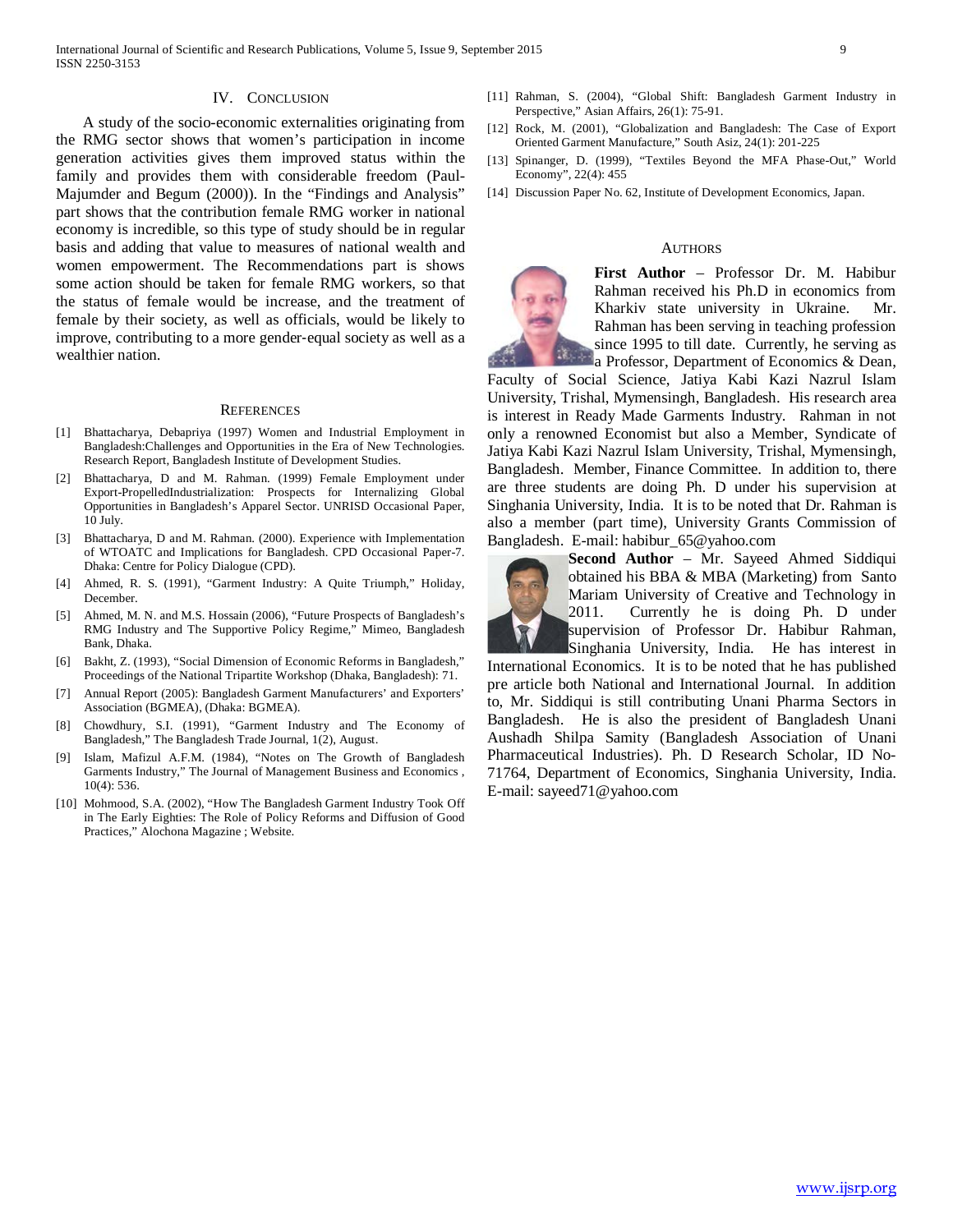## IV. Conclusion

A study of the socio-economic externalities originating from the RMG sector shows that women's participation in income generation activities gives them improved status within the family and provides them with considerable freedom (Paul-Majumder and Begum (2000)). In the "Findings and Analysis" part shows that the contribution female RMG worker in national economy is incredible, so this type of study should be in regular basis and adding that value to measures of national wealth and women empowerment. The Recommendations part is shows some action should be taken for female RMG workers, so that the status of female would be increase, and the treatment of female by their society, as well as officials, would be likely to improve, contributing to a more gender-equal society as well as a wealthier nation.

## References

[1] Bhattacharya, Debapriya (1997) Women and Industrial Employment in Bangladesh:Challenges and Opportunities in the Era of New Technologies. Research Report, Bangladesh Institute of Development Studies.

[2] Bhattacharya, D and M. Rahman. (1999) Female Employment under Export-PropelledIndustrialization: Prospects for Internalizing Global Opportunities in Bangladesh's Apparel Sector. UNRISD Occasional Paper, 10 July.

[3] Bhattacharya, D and M. Rahman. (2000). Experience with Implementation of WTOATC and Implications for Bangladesh. CPD Occasional Paper-7. Dhaka: Centre for Policy Dialogue (CPD).

[4] Ahmed, R. S. (1991), "Garment Industry: A Quite Triumph," Holiday, December.

[5] Ahmed, M. N. and M.S. Hossain (2006), "Future Prospects of Bangladesh's RMG Industry and The Supportive Policy Regime," Mimeo, Bangladesh Bank, Dhaka.

[6] Bakht, Z. (1993), "Social Dimension of Economic Reforms in Bangladesh," Proceedings of the National Tripartite Workshop (Dhaka, Bangladesh): 71.

[7] Annual Report (2005): Bangladesh Garment Manufacturers' and Exporters' Association (BGMEA), (Dhaka: BGMEA).

[8] Chowdhury, S.I. (1991), "Garment Industry and The Economy of Bangladesh," The Bangladesh Trade Journal, 1(2), August.

[9] Islam, Mafizul A.F.M. (1984), "Notes on The Growth of Bangladesh Garments Industry," The Journal of Management Business and Economics , 10(4): 536.

[10] Mohmood, S.A. (2002), "How The Bangladesh Garment Industry Took Off in The Early Eighties: The Role of Policy Reforms and Diffusion of Good Practices," Alochona Magazine ; Website.

[11] Rahman, S. (2004), "Global Shift: Bangladesh Garment Industry in Perspective," Asian Affairs, 26(1): 75-91.

[12] Rock, M. (2001), "Globalization and Bangladesh: The Case of Export Oriented Garment Manufacture," South Asiz, 24(1): 201-225

[13] Spinanger, D. (1999), "Textiles Beyond the MFA Phase-Out," World Economy", 22(4): 455

[14] Discussion Paper No. 62, Institute of Development Economics, Japan.

## Authors

**First Author** – Professor Dr. M. Habibur Rahman received his Ph.D in economics from Kharkiv state university in Ukraine. Mr. Rahman has been serving in teaching profession since 1995 to till date. Currently, he serving as a Professor, Department of Economics & Dean, Faculty of Social Science, Jatiya Kabi Kazi Nazrul Islam University, Trishal, Mymensingh, Bangladesh. His research area is interest in Ready Made Garments Industry. Rahman in not only a renowned Economist but also a Member, Syndicate of Jatiya Kabi Kazi Nazrul Islam University, Trishal, Mymensingh, Bangladesh. Member, Finance Committee. In addition to, there are three students are doing Ph. D under his supervision at Singhania University, India. It is to be noted that Dr. Rahman is also a member (part time), University Grants Commission of Bangladesh. E-mail: habibur_65@yahoo.com

**Second Author** – Mr. Sayeed Ahmed Siddiqui obtained his BBA & MBA (Marketing) from Santo Mariam University of Creative and Technology in 2011. Currently he is doing Ph. D under supervision of Professor Dr. Habibur Rahman, Singhania University, India. He has interest in International Economics. It is to be noted that he has published pre article both National and International Journal. In addition to, Mr. Siddiqui is still contributing Unani Pharma Sectors in Bangladesh. He is also the president of Bangladesh Unani Aushadh Shilpa Samity (Bangladesh Association of Unani Pharmaceutical Industries). Ph. D Research Scholar, ID No-71764, Department of Economics, Singhania University, India. E-mail: sayeed71@yahoo.com